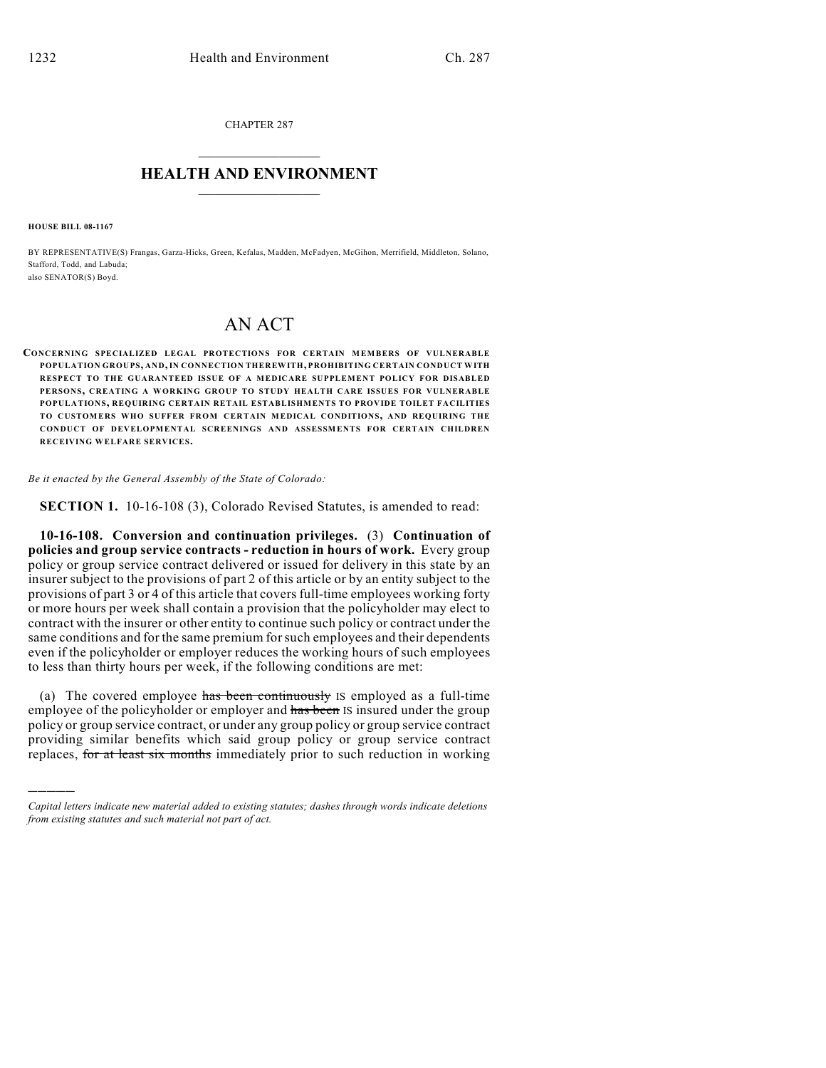CHAPTER 287

# HEALTH AND ENVIRONMENT

**HOUSE BILL 08-1167**

BY REPRESENTATIVE(S) Frangas, Garza-Hicks, Green, Kefalas, Madden, McFadyen, McGihon, Merrifield, Middleton, Solano, Stafford, Todd, and Labuda;
also SENATOR(S) Boyd.

# AN ACT

**CONCERNING SPECIALIZED LEGAL PROTECTIONS FOR CERTAIN MEMBERS OF VULNERABLE POPULATION GROUPS, AND, IN CONNECTION THEREWITH, PROHIBITING CERTAIN CONDUCT WITH RESPECT TO THE GUARANTEED ISSUE OF A MEDICARE SUPPLEMENT POLICY FOR DISABLED PERSONS, CREATING A WORKING GROUP TO STUDY HEALTH CARE ISSUES FOR VULNERABLE POPULATIONS, REQUIRING CERTAIN RETAIL ESTABLISHMENTS TO PROVIDE TOILET FACILITIES TO CUSTOMERS WHO SUFFER FROM CERTAIN MEDICAL CONDITIONS, AND REQUIRING THE CONDUCT OF DEVELOPMENTAL SCREENINGS AND ASSESSMENTS FOR CERTAIN CHILDREN RECEIVING WELFARE SERVICES.**

*Be it enacted by the General Assembly of the State of Colorado:*

**SECTION 1.** 10-16-108 (3), Colorado Revised Statutes, is amended to read:

**10-16-108. Conversion and continuation privileges.** (3) **Continuation of policies and group service contracts - reduction in hours of work.** Every group policy or group service contract delivered or issued for delivery in this state by an insurer subject to the provisions of part 2 of this article or by an entity subject to the provisions of part 3 or 4 of this article that covers full-time employees working forty or more hours per week shall contain a provision that the policyholder may elect to contract with the insurer or other entity to continue such policy or contract under the same conditions and for the same premium for such employees and their dependents even if the policyholder or employer reduces the working hours of such employees to less than thirty hours per week, if the following conditions are met:

(a) The covered employee ~~has been continuously~~ IS employed as a full-time employee of the policyholder or employer and ~~has been~~ IS insured under the group policy or group service contract, or under any group policy or group service contract providing similar benefits which said group policy or group service contract replaces, ~~for at least six months~~ immediately prior to such reduction in working

*Capital letters indicate new material added to existing statutes; dashes through words indicate deletions from existing statutes and such material not part of act.*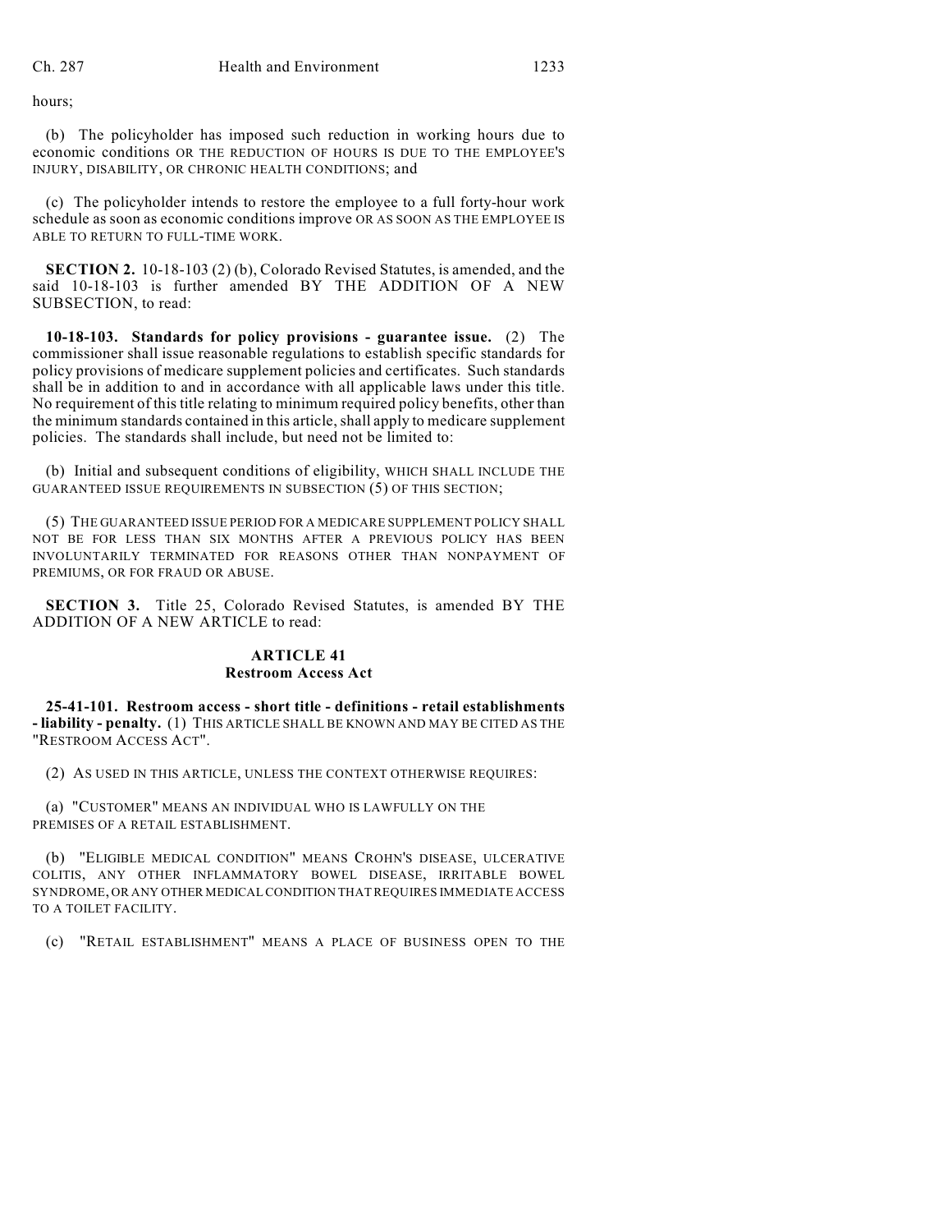hours;

(b) The policyholder has imposed such reduction in working hours due to economic conditions OR THE REDUCTION OF HOURS IS DUE TO THE EMPLOYEE'S INJURY, DISABILITY, OR CHRONIC HEALTH CONDITIONS; and

(c) The policyholder intends to restore the employee to a full forty-hour work schedule as soon as economic conditions improve OR AS SOON AS THE EMPLOYEE IS ABLE TO RETURN TO FULL-TIME WORK.

**SECTION 2.** 10-18-103 (2) (b), Colorado Revised Statutes, is amended, and the said 10-18-103 is further amended BY THE ADDITION OF A NEW SUBSECTION, to read:

**10-18-103. Standards for policy provisions - guarantee issue.** (2) The commissioner shall issue reasonable regulations to establish specific standards for policy provisions of medicare supplement policies and certificates. Such standards shall be in addition to and in accordance with all applicable laws under this title. No requirement of this title relating to minimum required policy benefits, other than the minimum standards contained in this article, shall apply to medicare supplement policies. The standards shall include, but need not be limited to:

(b) Initial and subsequent conditions of eligibility, WHICH SHALL INCLUDE THE GUARANTEED ISSUE REQUIREMENTS IN SUBSECTION (5) OF THIS SECTION;

(5) THE GUARANTEED ISSUE PERIOD FOR A MEDICARE SUPPLEMENT POLICY SHALL NOT BE FOR LESS THAN SIX MONTHS AFTER A PREVIOUS POLICY HAS BEEN INVOLUNTARILY TERMINATED FOR REASONS OTHER THAN NONPAYMENT OF PREMIUMS, OR FOR FRAUD OR ABUSE.

**SECTION 3.** Title 25, Colorado Revised Statutes, is amended BY THE ADDITION OF A NEW ARTICLE to read:

## ARTICLE 41
## Restroom Access Act

**25-41-101. Restroom access - short title - definitions - retail establishments - liability - penalty.** (1) THIS ARTICLE SHALL BE KNOWN AND MAY BE CITED AS THE "RESTROOM ACCESS ACT".

(2) AS USED IN THIS ARTICLE, UNLESS THE CONTEXT OTHERWISE REQUIRES:

(a) "CUSTOMER" MEANS AN INDIVIDUAL WHO IS LAWFULLY ON THE PREMISES OF A RETAIL ESTABLISHMENT.

(b) "ELIGIBLE MEDICAL CONDITION" MEANS CROHN'S DISEASE, ULCERATIVE COLITIS, ANY OTHER INFLAMMATORY BOWEL DISEASE, IRRITABLE BOWEL SYNDROME, OR ANY OTHER MEDICAL CONDITION THAT REQUIRES IMMEDIATE ACCESS TO A TOILET FACILITY.

(c) "RETAIL ESTABLISHMENT" MEANS A PLACE OF BUSINESS OPEN TO THE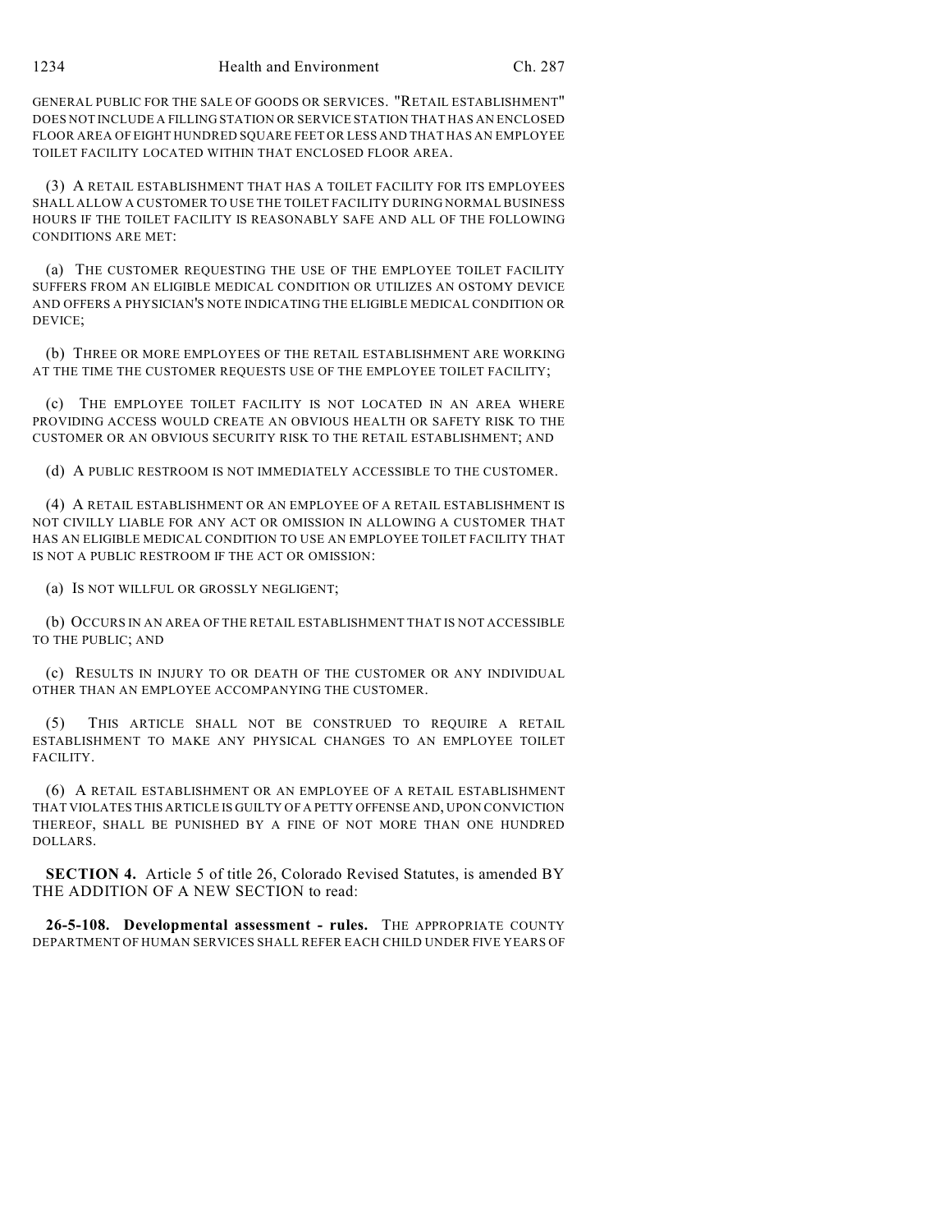GENERAL PUBLIC FOR THE SALE OF GOODS OR SERVICES. "RETAIL ESTABLISHMENT" DOES NOT INCLUDE A FILLING STATION OR SERVICE STATION THAT HAS AN ENCLOSED FLOOR AREA OF EIGHT HUNDRED SQUARE FEET OR LESS AND THAT HAS AN EMPLOYEE TOILET FACILITY LOCATED WITHIN THAT ENCLOSED FLOOR AREA.

(3) A RETAIL ESTABLISHMENT THAT HAS A TOILET FACILITY FOR ITS EMPLOYEES SHALL ALLOW A CUSTOMER TO USE THE TOILET FACILITY DURING NORMAL BUSINESS HOURS IF THE TOILET FACILITY IS REASONABLY SAFE AND ALL OF THE FOLLOWING CONDITIONS ARE MET:

(a) THE CUSTOMER REQUESTING THE USE OF THE EMPLOYEE TOILET FACILITY SUFFERS FROM AN ELIGIBLE MEDICAL CONDITION OR UTILIZES AN OSTOMY DEVICE AND OFFERS A PHYSICIAN'S NOTE INDICATING THE ELIGIBLE MEDICAL CONDITION OR DEVICE;

(b) THREE OR MORE EMPLOYEES OF THE RETAIL ESTABLISHMENT ARE WORKING AT THE TIME THE CUSTOMER REQUESTS USE OF THE EMPLOYEE TOILET FACILITY;

(c) THE EMPLOYEE TOILET FACILITY IS NOT LOCATED IN AN AREA WHERE PROVIDING ACCESS WOULD CREATE AN OBVIOUS HEALTH OR SAFETY RISK TO THE CUSTOMER OR AN OBVIOUS SECURITY RISK TO THE RETAIL ESTABLISHMENT; AND

(d) A PUBLIC RESTROOM IS NOT IMMEDIATELY ACCESSIBLE TO THE CUSTOMER.

(4) A RETAIL ESTABLISHMENT OR AN EMPLOYEE OF A RETAIL ESTABLISHMENT IS NOT CIVILLY LIABLE FOR ANY ACT OR OMISSION IN ALLOWING A CUSTOMER THAT HAS AN ELIGIBLE MEDICAL CONDITION TO USE AN EMPLOYEE TOILET FACILITY THAT IS NOT A PUBLIC RESTROOM IF THE ACT OR OMISSION:

(a) IS NOT WILLFUL OR GROSSLY NEGLIGENT;

(b) OCCURS IN AN AREA OF THE RETAIL ESTABLISHMENT THAT IS NOT ACCESSIBLE TO THE PUBLIC; AND

(c) RESULTS IN INJURY TO OR DEATH OF THE CUSTOMER OR ANY INDIVIDUAL OTHER THAN AN EMPLOYEE ACCOMPANYING THE CUSTOMER.

(5) THIS ARTICLE SHALL NOT BE CONSTRUED TO REQUIRE A RETAIL ESTABLISHMENT TO MAKE ANY PHYSICAL CHANGES TO AN EMPLOYEE TOILET FACILITY.

(6) A RETAIL ESTABLISHMENT OR AN EMPLOYEE OF A RETAIL ESTABLISHMENT THAT VIOLATES THIS ARTICLE IS GUILTY OF A PETTY OFFENSE AND, UPON CONVICTION THEREOF, SHALL BE PUNISHED BY A FINE OF NOT MORE THAN ONE HUNDRED DOLLARS.

**SECTION 4.** Article 5 of title 26, Colorado Revised Statutes, is amended BY THE ADDITION OF A NEW SECTION to read:

**26-5-108. Developmental assessment - rules.** THE APPROPRIATE COUNTY DEPARTMENT OF HUMAN SERVICES SHALL REFER EACH CHILD UNDER FIVE YEARS OF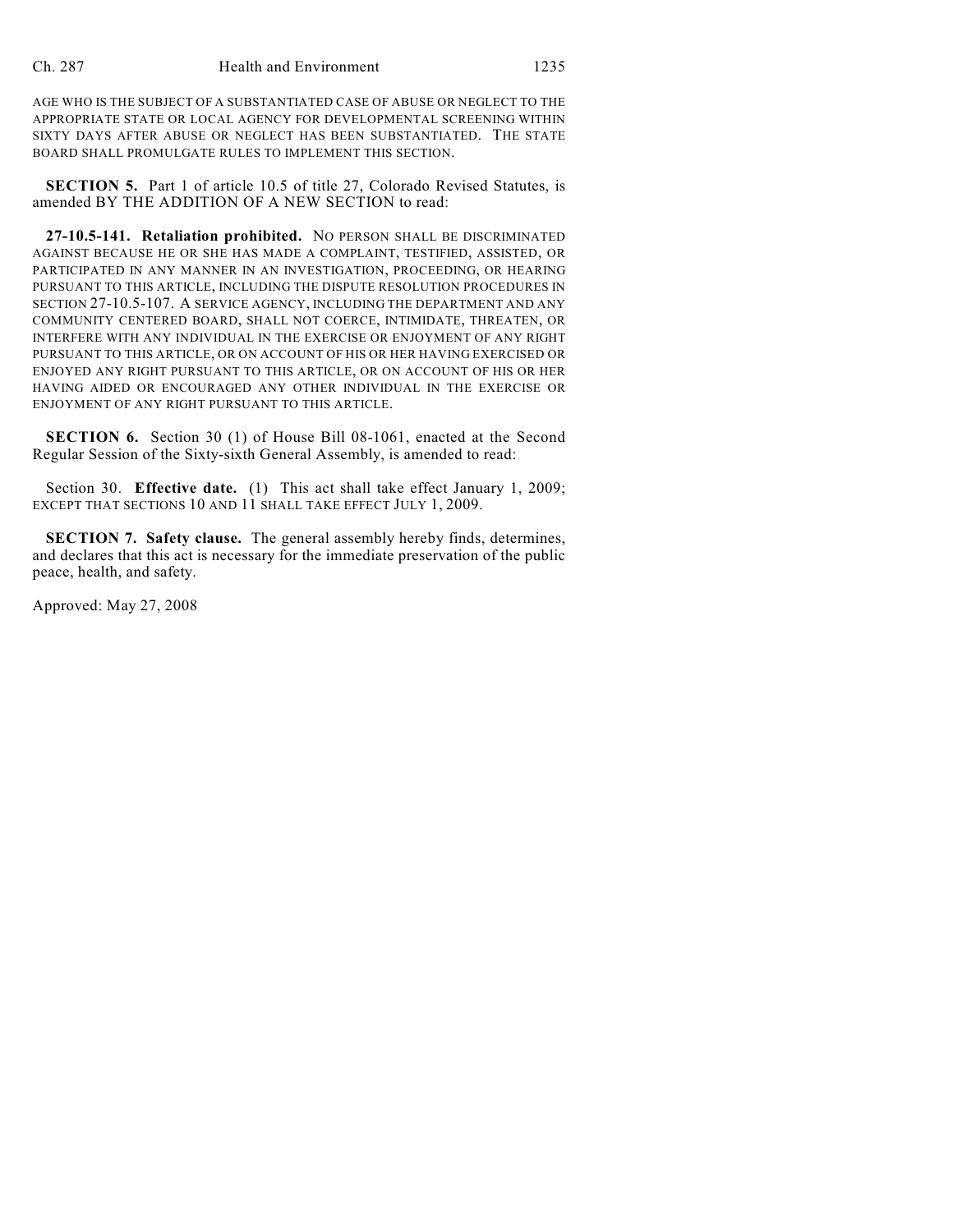AGE WHO IS THE SUBJECT OF A SUBSTANTIATED CASE OF ABUSE OR NEGLECT TO THE APPROPRIATE STATE OR LOCAL AGENCY FOR DEVELOPMENTAL SCREENING WITHIN SIXTY DAYS AFTER ABUSE OR NEGLECT HAS BEEN SUBSTANTIATED. THE STATE BOARD SHALL PROMULGATE RULES TO IMPLEMENT THIS SECTION.

**SECTION 5.** Part 1 of article 10.5 of title 27, Colorado Revised Statutes, is amended BY THE ADDITION OF A NEW SECTION to read:

**27-10.5-141. Retaliation prohibited.** NO PERSON SHALL BE DISCRIMINATED AGAINST BECAUSE HE OR SHE HAS MADE A COMPLAINT, TESTIFIED, ASSISTED, OR PARTICIPATED IN ANY MANNER IN AN INVESTIGATION, PROCEEDING, OR HEARING PURSUANT TO THIS ARTICLE, INCLUDING THE DISPUTE RESOLUTION PROCEDURES IN SECTION 27-10.5-107. A SERVICE AGENCY, INCLUDING THE DEPARTMENT AND ANY COMMUNITY CENTERED BOARD, SHALL NOT COERCE, INTIMIDATE, THREATEN, OR INTERFERE WITH ANY INDIVIDUAL IN THE EXERCISE OR ENJOYMENT OF ANY RIGHT PURSUANT TO THIS ARTICLE, OR ON ACCOUNT OF HIS OR HER HAVING EXERCISED OR ENJOYED ANY RIGHT PURSUANT TO THIS ARTICLE, OR ON ACCOUNT OF HIS OR HER HAVING AIDED OR ENCOURAGED ANY OTHER INDIVIDUAL IN THE EXERCISE OR ENJOYMENT OF ANY RIGHT PURSUANT TO THIS ARTICLE.

**SECTION 6.** Section 30 (1) of House Bill 08-1061, enacted at the Second Regular Session of the Sixty-sixth General Assembly, is amended to read:

Section 30. **Effective date.** (1) This act shall take effect January 1, 2009; EXCEPT THAT SECTIONS 10 AND 11 SHALL TAKE EFFECT JULY 1, 2009.

**SECTION 7. Safety clause.** The general assembly hereby finds, determines, and declares that this act is necessary for the immediate preservation of the public peace, health, and safety.

Approved: May 27, 2008